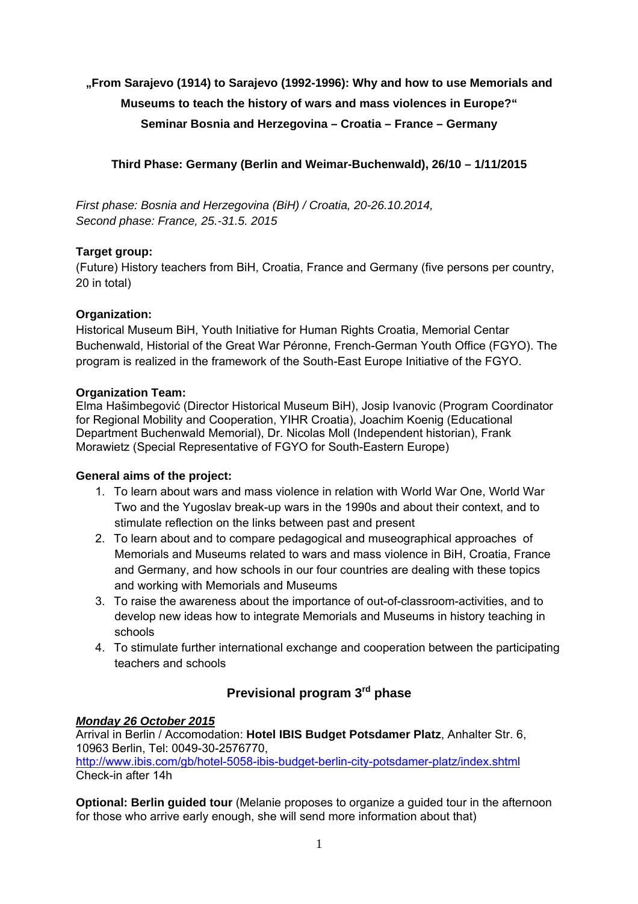**„From Sarajevo (1914) to Sarajevo (1992-1996): Why and how to use Memorials and Museums to teach the history of wars and mass violences in Europe?“**

**Seminar Bosnia and Herzegovina – Croatia – France – Germany**

**Third Phase: Germany (Berlin and Weimar-Buchenwald), 26/10 – 1/11/2015**

*First phase: Bosnia and Herzegovina (BiH) / Croatia, 20-26.10.2014,*
*Second phase: France, 25.-31.5. 2015*

**Target group:**
(Future) History teachers from BiH, Croatia, France and Germany (five persons per country, 20 in total)

**Organization:**
Historical Museum BiH, Youth Initiative for Human Rights Croatia, Memorial Centar Buchenwald, Historial of the Great War Péronne, French-German Youth Office (FGYO). The program is realized in the framework of the South-East Europe Initiative of the FGYO.

**Organization Team:**
Elma Hašimbegović (Director Historical Museum BiH), Josip Ivanovic (Program Coordinator for Regional Mobility and Cooperation, YIHR Croatia), Joachim Koenig (Educational Department Buchenwald Memorial), Dr. Nicolas Moll (Independent historian), Frank Morawietz (Special Representative of FGYO for South-Eastern Europe)

**General aims of the project:**

1. To learn about wars and mass violence in relation with World War One, World War Two and the Yugoslav break-up wars in the 1990s and about their context, and to stimulate reflection on the links between past and present
2. To learn about and to compare pedagogical and museographical approaches of Memorials and Museums related to wars and mass violence in BiH, Croatia, France and Germany, and how schools in our four countries are dealing with these topics and working with Memorials and Museums
3. To raise the awareness about the importance of out-of-classroom-activities, and to develop new ideas how to integrate Memorials and Museums in history teaching in schools
4. To stimulate further international exchange and cooperation between the participating teachers and schools

## Previsional program 3rd phase

***Monday 26 October 2015***
Arrival in Berlin / Accomodation: **Hotel IBIS Budget Potsdamer Platz**, Anhalter Str. 6, 10963 Berlin, Tel: 0049-30-2576770,
http://www.ibis.com/gb/hotel-5058-ibis-budget-berlin-city-potsdamer-platz/index.shtml
Check-in after 14h

**Optional: Berlin guided tour** (Melanie proposes to organize a guided tour in the afternoon for those who arrive early enough, she will send more information about that)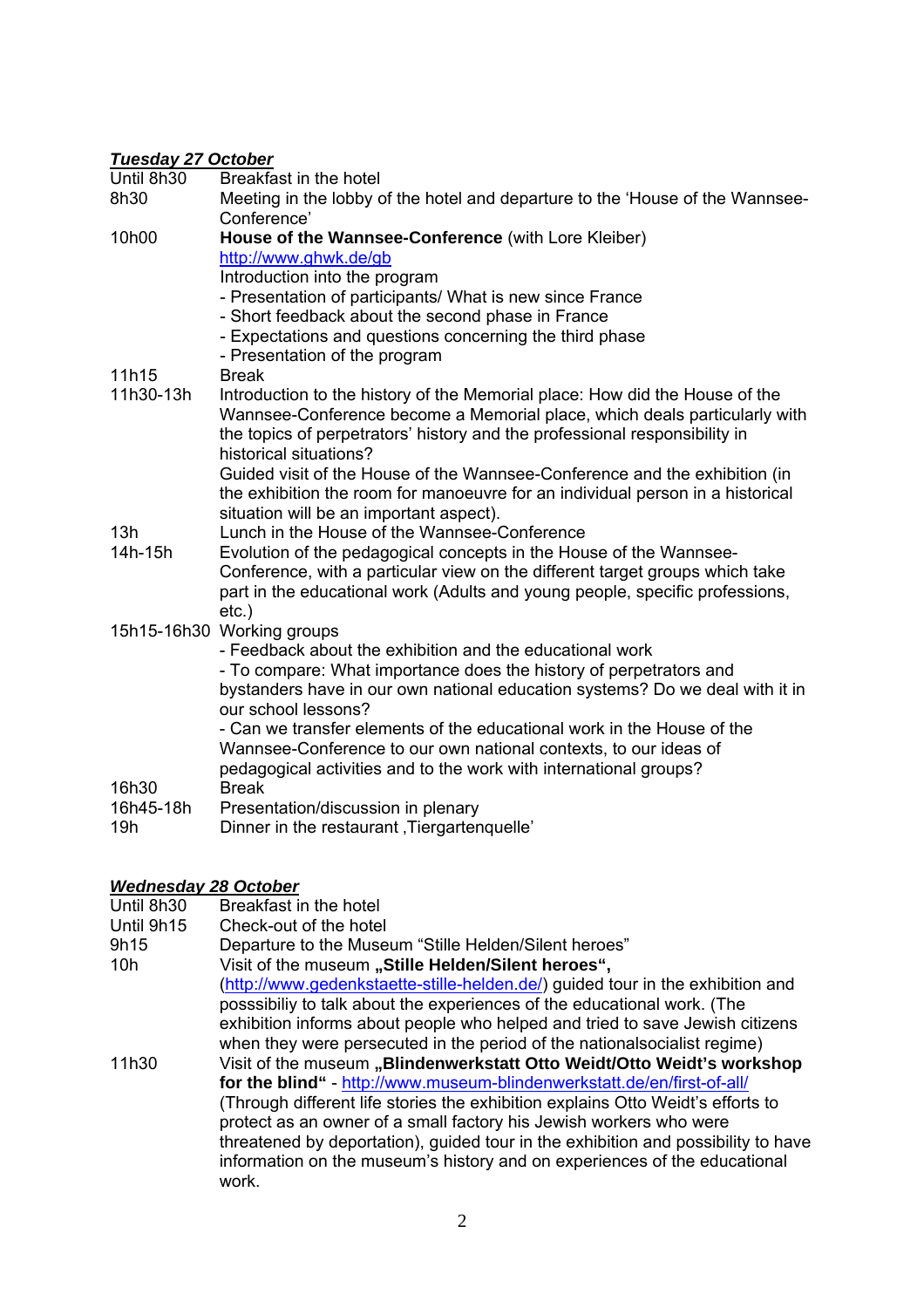***Tuesday 27 October***

| | |
|---|---|
| Until 8h30 | Breakfast in the hotel |
| 8h30 | Meeting in the lobby of the hotel and departure to the 'House of the Wannsee-Conference' |
| 10h00 | **House of the Wannsee-Conference** (with Lore Kleiber) http://www.ghwk.de/gb Introduction into the program<br>- Presentation of participants/ What is new since France<br>- Short feedback about the second phase in France<br>- Expectations and questions concerning the third phase<br>- Presentation of the program |
| 11h15 | Break |
| 11h30-13h | Introduction to the history of the Memorial place: How did the House of the Wannsee-Conference become a Memorial place, which deals particularly with the topics of perpetrators' history and the professional responsibility in historical situations?<br>Guided visit of the House of the Wannsee-Conference and the exhibition (in the exhibition the room for manoeuvre for an individual person in a historical situation will be an important aspect). |
| 13h | Lunch in the House of the Wannsee-Conference |
| 14h-15h | Evolution of the pedagogical concepts in the House of the Wannsee-Conference, with a particular view on the different target groups which take part in the educational work (Adults and young people, specific professions, etc.) |
| 15h15-16h30 | Working groups<br>- Feedback about the exhibition and the educational work<br>- To compare: What importance does the history of perpetrators and bystanders have in our own national education systems? Do we deal with it in our school lessons?<br>- Can we transfer elements of the educational work in the House of the Wannsee-Conference to our own national contexts, to our ideas of pedagogical activities and to the work with international groups? |
| 16h30 | Break |
| 16h45-18h | Presentation/discussion in plenary |
| 19h | Dinner in the restaurant ‚Tiergartenquelle' |

***Wednesday 28 October***

| | |
|---|---|
| Until 8h30 | Breakfast in the hotel |
| Until 9h15 | Check-out of the hotel |
| 9h15 | Departure to the Museum "Stille Helden/Silent heroes" |
| 10h | Visit of the museum **„Stille Helden/Silent heroes",** (http://www.gedenkstaette-stille-helden.de/) guided tour in the exhibition and posssibiliy to talk about the experiences of the educational work. (The exhibition informs about people who helped and tried to save Jewish citizens when they were persecuted in the period of the nationalsocialist regime) |
| 11h30 | Visit of the museum **„Blindenwerkstatt Otto Weidt/Otto Weidt's workshop for the blind"** - http://www.museum-blindenwerkstatt.de/en/first-of-all/ (Through different life stories the exhibition explains Otto Weidt's efforts to protect as an owner of a small factory his Jewish workers who were threatened by deportation), guided tour in the exhibition and possibility to have information on the museum's history and on experiences of the educational work. |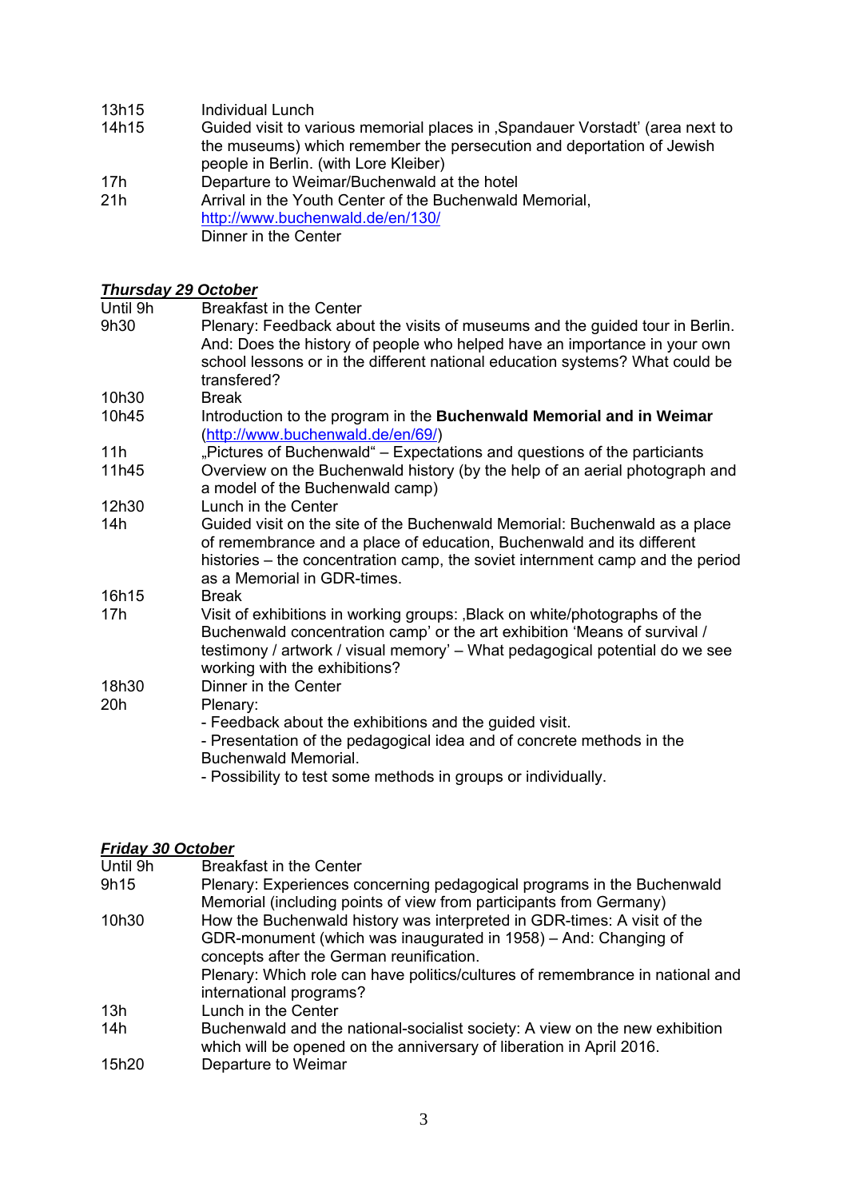| | |
|---|---|
| 13h15 | Individual Lunch |
| 14h15 | Guided visit to various memorial places in ‚Spandauer Vorstadt' (area next to the museums) which remember the persecution and deportation of Jewish people in Berlin. (with Lore Kleiber) |
| 17h | Departure to Weimar/Buchenwald at the hotel |
| 21h | Arrival in the Youth Center of the Buchenwald Memorial, http://www.buchenwald.de/en/130/ Dinner in the Center |

***Thursday 29 October***

| | |
|---|---|
| Until 9h | Breakfast in the Center |
| 9h30 | Plenary: Feedback about the visits of museums and the guided tour in Berlin. And: Does the history of people who helped have an importance in your own school lessons or in the different national education systems? What could be transfered? |
| 10h30 | Break |
| 10h45 | Introduction to the program in the **Buchenwald Memorial and in Weimar** (http://www.buchenwald.de/en/69/) |
| 11h | „Pictures of Buchenwald" – Expectations and questions of the particiants |
| 11h45 | Overview on the Buchenwald history (by the help of an aerial photograph and a model of the Buchenwald camp) |
| 12h30 | Lunch in the Center |
| 14h | Guided visit on the site of the Buchenwald Memorial: Buchenwald as a place of remembrance and a place of education, Buchenwald and its different histories – the concentration camp, the soviet internment camp and the period as a Memorial in GDR-times. |
| 16h15 | Break |
| 17h | Visit of exhibitions in working groups: ‚Black on white/photographs of the Buchenwald concentration camp' or the art exhibition 'Means of survival / testimony / artwork / visual memory' – What pedagogical potential do we see working with the exhibitions? |
| 18h30 | Dinner in the Center |
| 20h | Plenary: - Feedback about the exhibitions and the guided visit. - Presentation of the pedagogical idea and of concrete methods in the Buchenwald Memorial. - Possibility to test some methods in groups or individually. |

***Friday 30 October***

| | |
|---|---|
| Until 9h | Breakfast in the Center |
| 9h15 | Plenary: Experiences concerning pedagogical programs in the Buchenwald Memorial (including points of view from participants from Germany) |
| 10h30 | How the Buchenwald history was interpreted in GDR-times: A visit of the GDR-monument (which was inaugurated in 1958) – And: Changing of concepts after the German reunification. Plenary: Which role can have politics/cultures of remembrance in national and international programs? |
| 13h | Lunch in the Center |
| 14h | Buchenwald and the national-socialist society: A view on the new exhibition which will be opened on the anniversary of liberation in April 2016. |
| 15h20 | Departure to Weimar |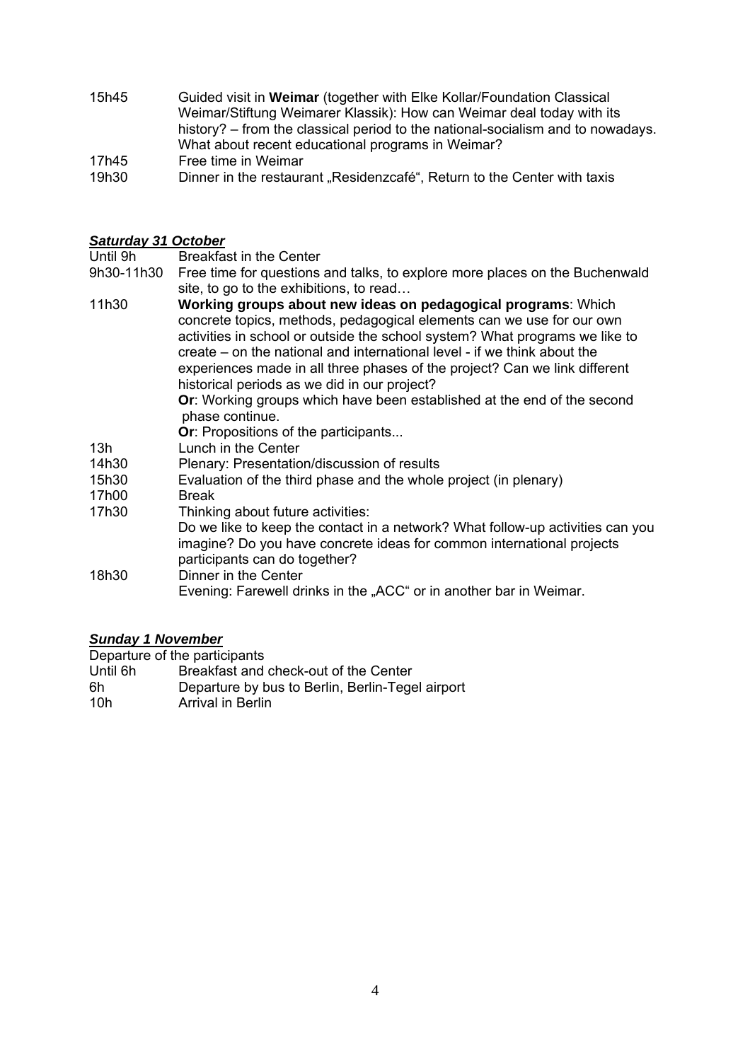| | |
|---|---|
| 15h45 | Guided visit in **Weimar** (together with Elke Kollar/Foundation Classical Weimar/Stiftung Weimarer Klassik): How can Weimar deal today with its history? – from the classical period to the national-socialism and to nowadays. What about recent educational programs in Weimar? |
| 17h45 | Free time in Weimar |
| 19h30 | Dinner in the restaurant „Residenzcafé“, Return to the Center with taxis |

***Saturday 31 October***

| | |
|---|---|
| Until 9h | Breakfast in the Center |
| 9h30-11h30 | Free time for questions and talks, to explore more places on the Buchenwald site, to go to the exhibitions, to read… |
| 11h30 | **Working groups about new ideas on pedagogical programs**: Which concrete topics, methods, pedagogical elements can we use for our own activities in school or outside the school system? What programs we like to create – on the national and international level - if we think about the experiences made in all three phases of the project? Can we link different historical periods as we did in our project? **Or**: Working groups which have been established at the end of the second phase continue. **Or**: Propositions of the participants... |
| 13h | Lunch in the Center |
| 14h30 | Plenary: Presentation/discussion of results |
| 15h30 | Evaluation of the third phase and the whole project (in plenary) |
| 17h00 | Break |
| 17h30 | Thinking about future activities: Do we like to keep the contact in a network? What follow-up activities can you imagine? Do you have concrete ideas for common international projects participants can do together? |
| 18h30 | Dinner in the Center. Evening: Farewell drinks in the „ACC“ or in another bar in Weimar. |

***Sunday 1 November***

Departure of the participants

| | |
|---|---|
| Until 6h | Breakfast and check-out of the Center |
| 6h | Departure by bus to Berlin, Berlin-Tegel airport |
| 10h | Arrival in Berlin |